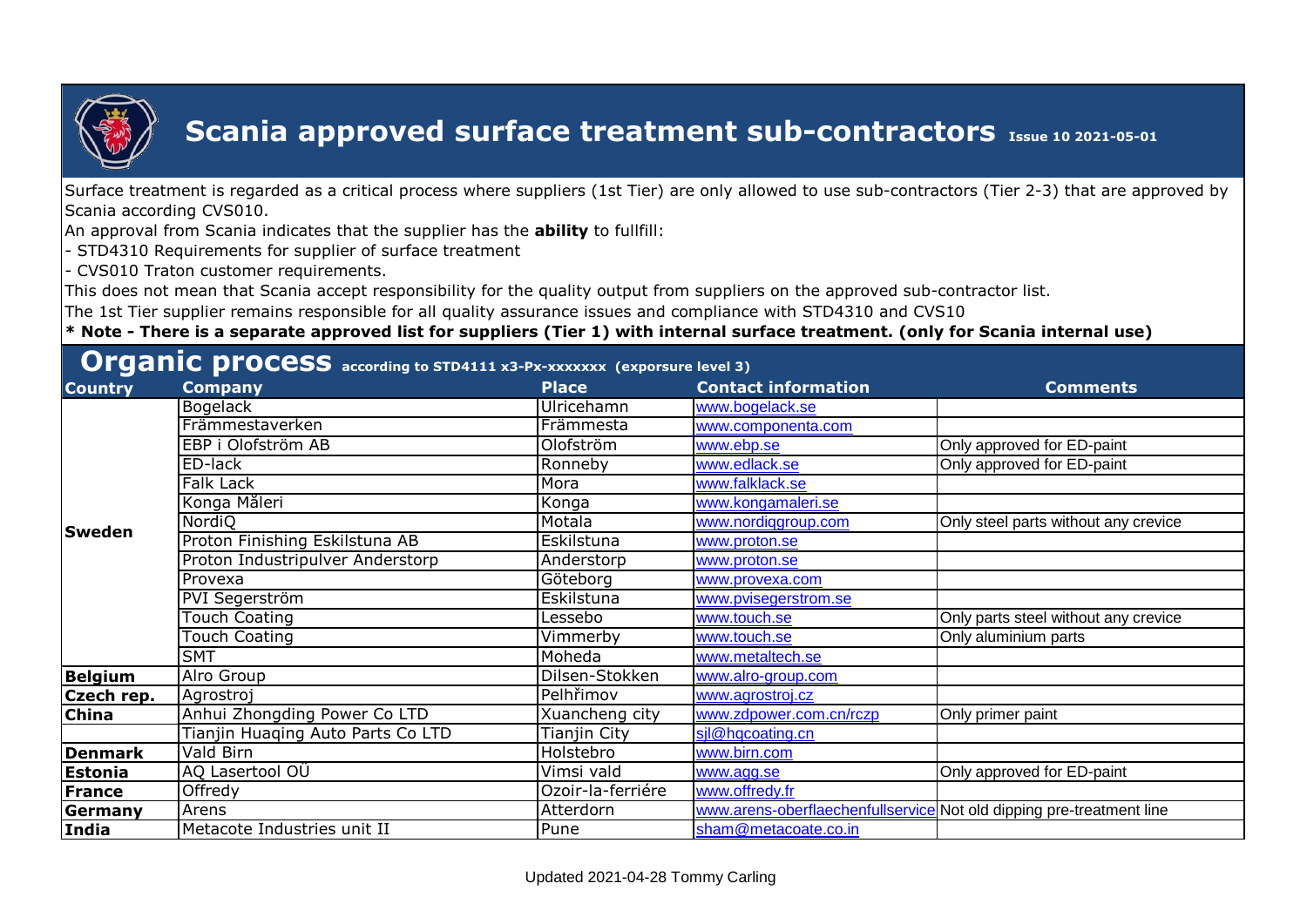# Scania approved surface treatment sub-contractors Issue 10 2021-05-01

Surface treatment is regarded as a critical process where suppliers (1st Tier) are only allowed to use sub-contractors (Tier 2-3) that are approved by Scania according CVS010.

An approval from Scania indicates that the supplier has the **ability** to fullfill:

- STD4310 Requirements for supplier of surface treatment
- CVS010 Traton customer requirements.

This does not mean that Scania accept responsibility for the quality output from suppliers on the approved sub-contractor list.

The 1st Tier supplier remains responsible for all quality assurance issues and compliance with STD4310 and CVS10

**\* Note - There is a separate approved list for suppliers (Tier 1) with internal surface treatment. (only for Scania internal use)**

## Organic process according to STD4111 x3-Px-xxxxxxx (exporsure level 3)

| Country | Company | Place | Contact information | Comments |
|---|---|---|---|---|
| Sweden | Bogelack | Ulricehamn | www.bogelack.se | |
| | Främmestaverken | Främmesta | www.componenta.com | |
| | EBP i Olofström AB | Olofström | www.ebp.se | Only approved for ED-paint |
| | ED-lack | Ronneby | www.edlack.se | Only approved for ED-paint |
| | Falk Lack | Mora | www.falklack.se | |
| | Konga Måleri | Konga | www.kongamaleri.se | |
| | NordiQ | Motala | www.nordiqgroup.com | Only steel parts without any crevice |
| | Proton Finishing Eskilstuna AB | Eskilstuna | www.proton.se | |
| | Proton Industripulver Anderstorp | Anderstorp | www.proton.se | |
| | Provexa | Göteborg | www.provexa.com | |
| | PVI Segerström | Eskilstuna | www.pvisegerstrom.se | |
| | Touch Coating | Lessebo | www.touch.se | Only parts steel without any crevice |
| | Touch Coating | Vimmerby | www.touch.se | Only aluminium parts |
| | SMT | Moheda | www.metaltech.se | |
| Belgium | Alro Group | Dilsen-Stokken | www.alro-group.com | |
| Czech rep. | Agrostroj | Pelhřimov | www.agrostroj.cz | |
| China | Anhui Zhongding Power Co LTD | Xuancheng city | www.zdpower.com.cn/rczp | Only primer paint |
| | Tianjin Huaqing Auto Parts Co LTD | Tianjin City | sjl@hqcoating.cn | |
| Denmark | Vald Birn | Holstebro | www.birn.com | |
| Estonia | AQ Lasertool OÜ | Vimsi vald | www.agg.se | Only approved for ED-paint |
| France | Offredy | Ozoir-la-ferriére | www.offredy.fr | |
| Germany | Arens | Atterdorn | www.arens-oberflaechenfullservice | Not old dipping pre-treatment line |
| India | Metacote Industries unit II | Pune | sham@metacoate.co.in | |

Updated 2021-04-28 Tommy Carling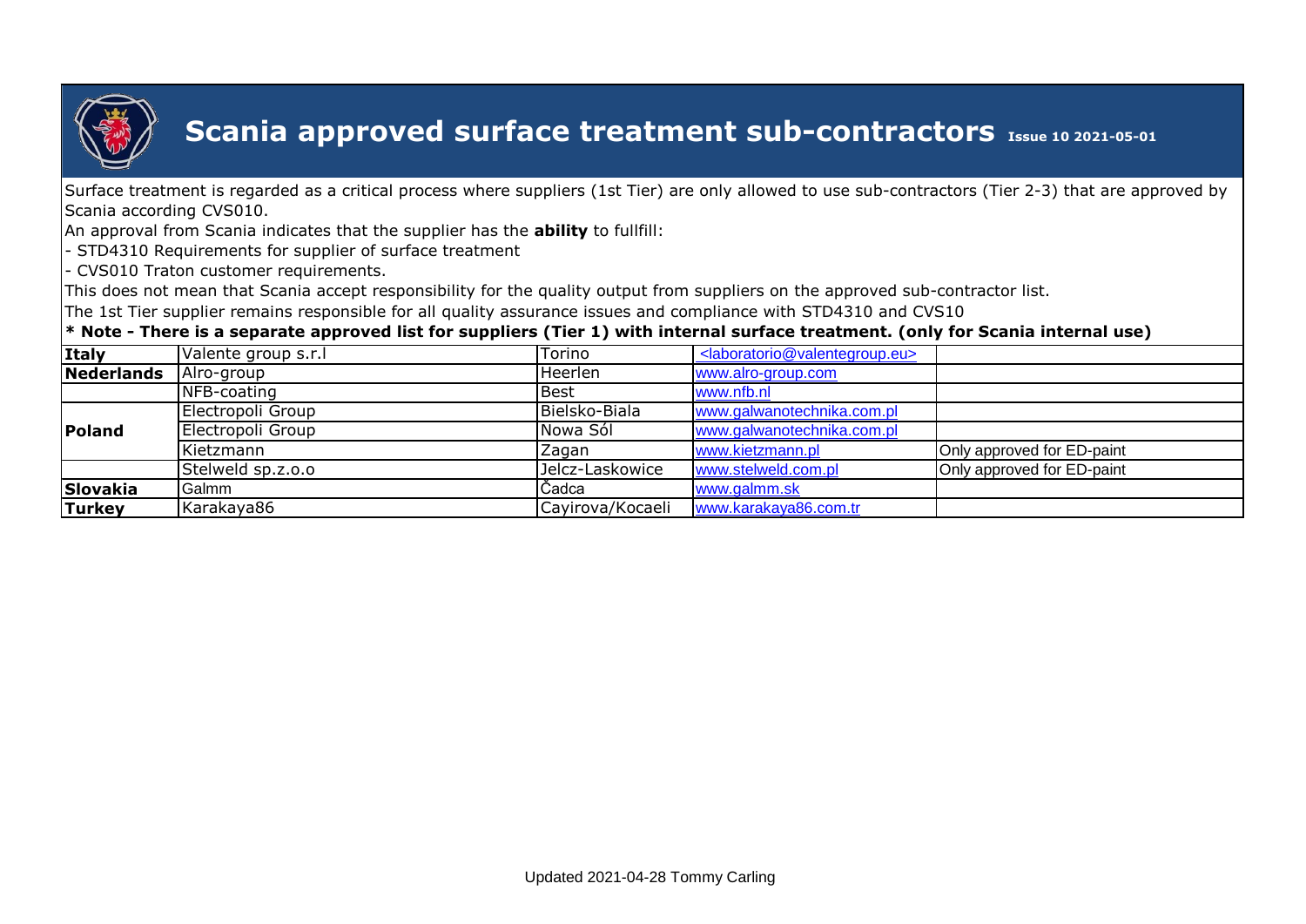# Scania approved surface treatment sub-contractors Issue 10 2021-05-01

Surface treatment is regarded as a critical process where suppliers (1st Tier) are only allowed to use sub-contractors (Tier 2-3) that are approved by Scania according CVS010.

An approval from Scania indicates that the supplier has the **ability** to fullfill:

- STD4310 Requirements for supplier of surface treatment
- CVS010 Traton customer requirements.

This does not mean that Scania accept responsibility for the quality output from suppliers on the approved sub-contractor list.

The 1st Tier supplier remains responsible for all quality assurance issues and compliance with STD4310 and CVS10

**\* Note - There is a separate approved list for suppliers (Tier 1) with internal surface treatment. (only for Scania internal use)**

| | | | | |
|---|---|---|---|---|
| **Italy** | Valente group s.r.l | Torino | <laboratorio@valentegroup.eu> | |
| **Nederlands** | Alro-group | Heerlen | www.alro-group.com | |
| | NFB-coating | Best | www.nfb.nl | |
| **Poland** | Electropoli Group | Bielsko-Biala | www.galwanotechnika.com.pl | |
| | Electropoli Group | Nowa Sól | www.galwanotechnika.com.pl | |
| | Kietzmann | Zagan | www.kietzmann.pl | Only approved for ED-paint |
| | Stelweld sp.z.o.o | Jelcz-Laskowice | www.stelweld.com.pl | Only approved for ED-paint |
| **Slovakia** | Galmm | Čadca | www.galmm.sk | |
| **Turkey** | Karakaya86 | Cayirova/Kocaeli | www.karakaya86.com.tr | |

Updated 2021-04-28 Tommy Carling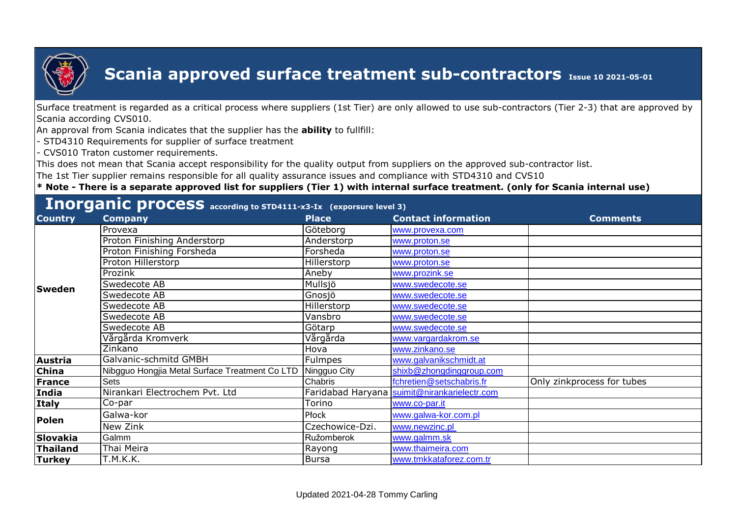# Scania approved surface treatment sub-contractors Issue 10 2021-05-01

Surface treatment is regarded as a critical process where suppliers (1st Tier) are only allowed to use sub-contractors (Tier 2-3) that are approved by Scania according CVS010.

An approval from Scania indicates that the supplier has the **ability** to fullfill:

- STD4310 Requirements for supplier of surface treatment
- CVS010 Traton customer requirements.

This does not mean that Scania accept responsibility for the quality output from suppliers on the approved sub-contractor list.

The 1st Tier supplier remains responsible for all quality assurance issues and compliance with STD4310 and CVS10

**\* Note - There is a separate approved list for suppliers (Tier 1) with internal surface treatment. (only for Scania internal use)**

## Inorganic process according to STD4111-x3-Ix (exporsure level 3)

| Country | Company | Place | Contact information | Comments |
|---|---|---|---|---|
| Sweden | Provexa | Göteborg | www.provexa.com | |
| | Proton Finishing Anderstorp | Anderstorp | www.proton.se | |
| | Proton Finishing Forsheda | Forsheda | www.proton.se | |
| | Proton Hillerstorp | Hillerstorp | www.proton.se | |
| | Prozink | Aneby | www.prozink.se | |
| | Swedecote AB | Mullsjö | www.swedecote.se | |
| | Swedecote AB | Gnosjö | www.swedecote.se | |
| | Swedecote AB | Hillerstorp | www.swedecote.se | |
| | Swedecote AB | Vansbro | www.swedecote.se | |
| | Swedecote AB | Götarp | www.swedecote.se | |
| | Vårgårda Kromverk | Vårgårda | www.vargardakrom.se | |
| | Zinkano | Hova | www.zinkano.se | |
| Austria | Galvanic-schmitd GMBH | Fulmpes | www.galvanikschmidt.at | |
| China | Nibgguo Hongjia Metal Surface Treatment Co LTD | Ningguo City | shixb@zhongdinggroup.com | |
| France | Sets | Chabris | fchretien@setschabris.fr | Only zinkprocess for tubes |
| India | Nirankari Electrochem Pvt. Ltd | Faridabad Haryana | suimit@nirankarielectr.com | |
| Italy | Co-par | Torino | www.co-par.it | |
| Polen | Galwa-kor | Płock | www.galwa-kor.com.pl | |
| | New Zink | Czechowice-Dzi. | www.newzinc.pl | |
| Slovakia | Galmm | Ružomberok | www.galmm.sk | |
| Thailand | Thai Meira | Rayong | www.thaimeira.com | |
| Turkey | T.M.K.K. | Bursa | www.tmkkataforez.com.tr | |

Updated 2021-04-28 Tommy Carling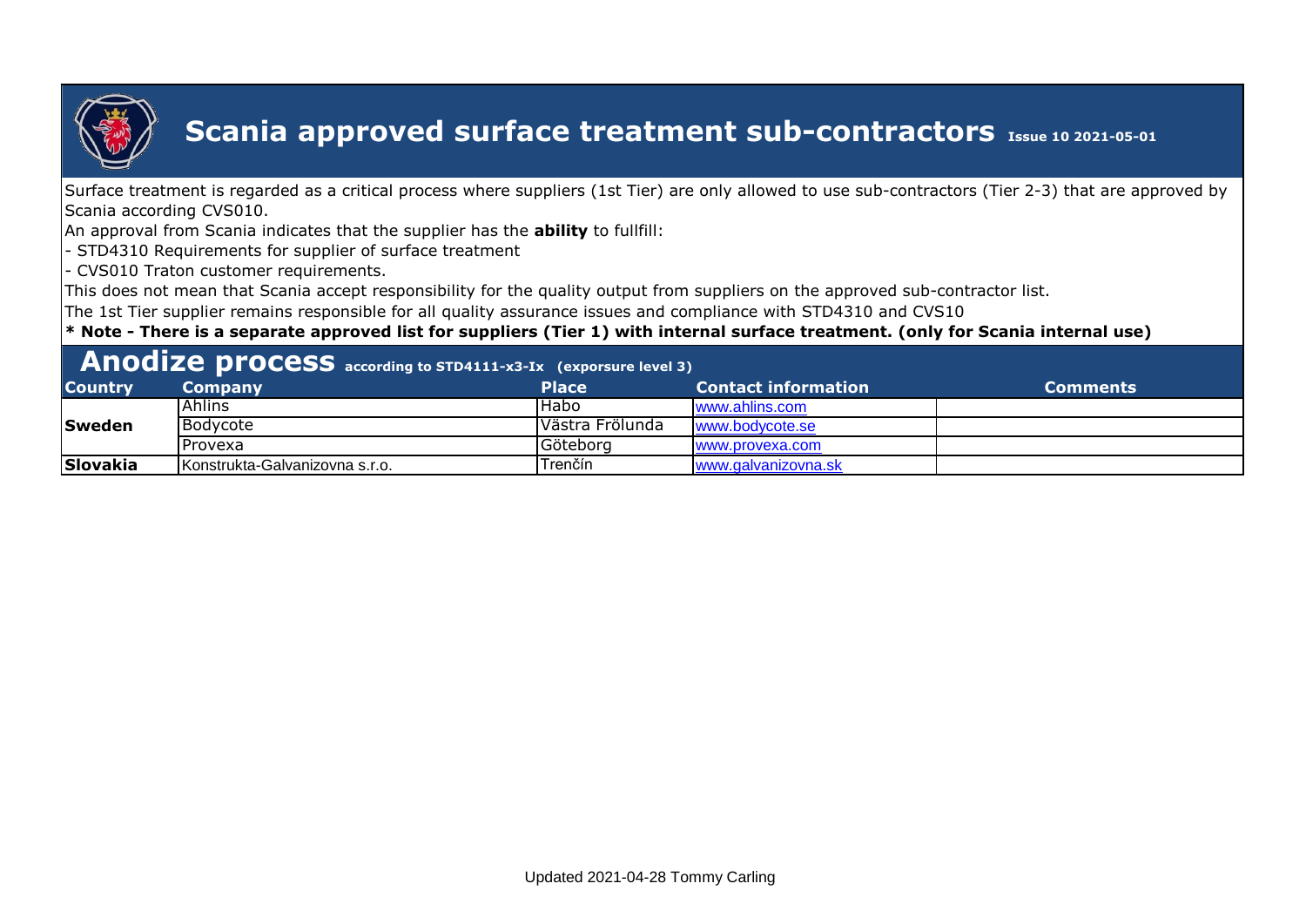# Scania approved surface treatment sub-contractors Issue 10 2021-05-01

Surface treatment is regarded as a critical process where suppliers (1st Tier) are only allowed to use sub-contractors (Tier 2-3) that are approved by Scania according CVS010.

An approval from Scania indicates that the supplier has the **ability** to fullfill:

- STD4310 Requirements for supplier of surface treatment
- CVS010 Traton customer requirements.

This does not mean that Scania accept responsibility for the quality output from suppliers on the approved sub-contractor list.

The 1st Tier supplier remains responsible for all quality assurance issues and compliance with STD4310 and CVS10

**\* Note - There is a separate approved list for suppliers (Tier 1) with internal surface treatment. (only for Scania internal use)**

## Anodize process according to STD4111-x3-Ix (exporsure level 3)

| Country | Company | Place | Contact information | Comments |
|---|---|---|---|---|
| Sweden | Ahlins | Habo | www.ahlins.com | |
| | Bodycote | Västra Frölunda | www.bodycote.se | |
| | Provexa | Göteborg | www.provexa.com | |
| Slovakia | Konstrukta-Galvanizovna s.r.o. | Trenčín | www.galvanizovna.sk | |

Updated 2021-04-28 Tommy Carling